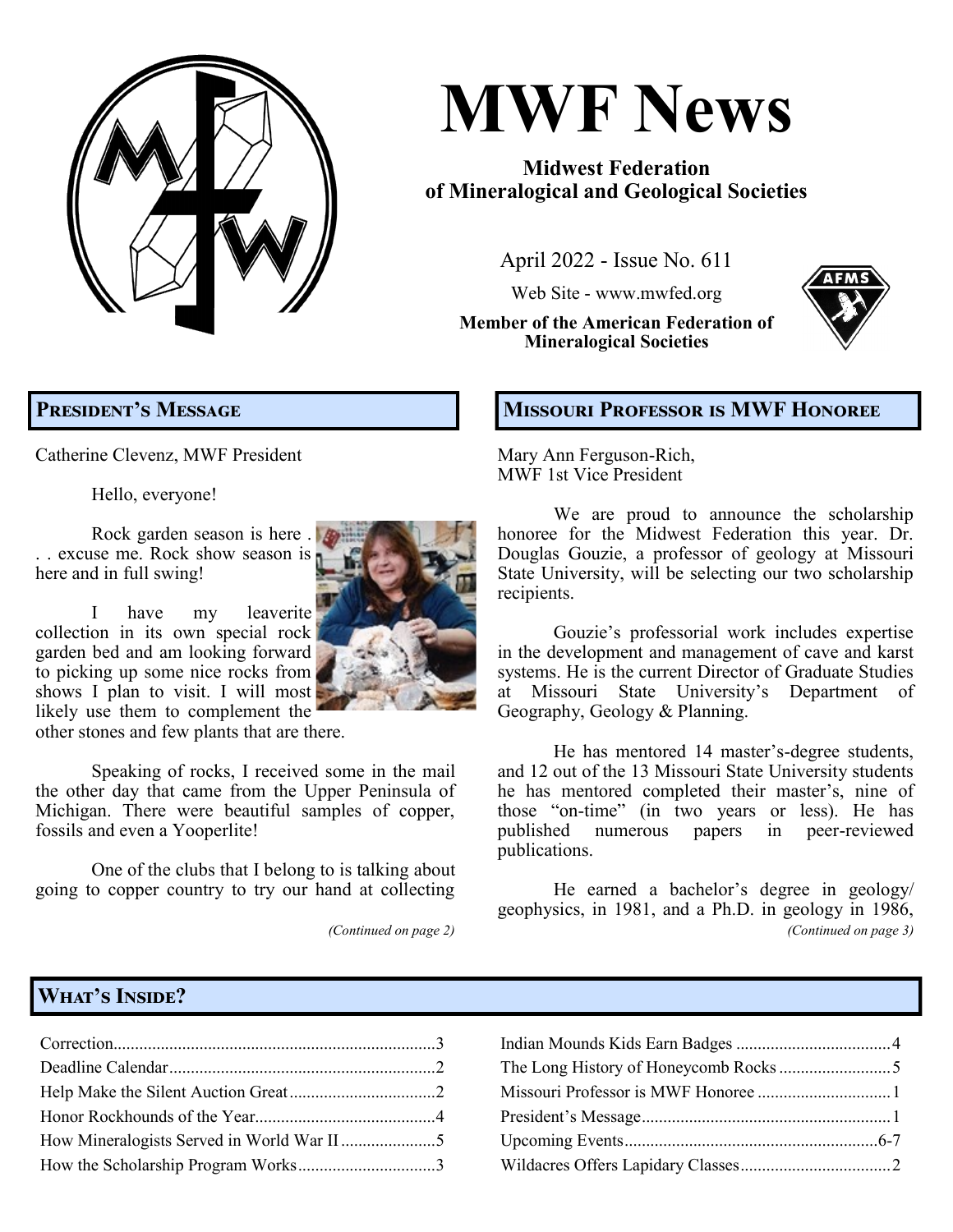# MWF News

**Midwest Federation of Mineralogical and Geological Societies**

April 2022 - Issue No. 611

Web Site - www.mwfed.org

**Member of the American Federation of Mineralogical Societies**

## President's Message

Catherine Clevenz, MWF President

Hello, everyone!

Rock garden season is here . . . excuse me. Rock show season is here and in full swing!

I have my leaverite collection in its own special rock garden bed and am looking forward to picking up some nice rocks from shows I plan to visit. I will most likely use them to complement the other stones and few plants that are there.

Speaking of rocks, I received some in the mail the other day that came from the Upper Peninsula of Michigan. There were beautiful samples of copper, fossils and even a Yooperlite!

One of the clubs that I belong to is talking about going to copper country to try our hand at collecting

*(Continued on page 2)*

## Missouri Professor is MWF Honoree

Mary Ann Ferguson-Rich, MWF 1st Vice President

We are proud to announce the scholarship honoree for the Midwest Federation this year. Dr. Douglas Gouzie, a professor of geology at Missouri State University, will be selecting our two scholarship recipients.

Gouzie's professorial work includes expertise in the development and management of cave and karst systems. He is the current Director of Graduate Studies at Missouri State University's Department of Geography, Geology & Planning.

He has mentored 14 master's-degree students, and 12 out of the 13 Missouri State University students he has mentored completed their master's, nine of those "on-time" (in two years or less). He has published numerous papers in peer-reviewed publications.

He earned a bachelor's degree in geology/geophysics, in 1981, and a Ph.D. in geology in 1986,

*(Continued on page 3)*

## What's Inside?

| | |
|---|---|
| Correction | 3 |
| Deadline Calendar | 2 |
| Help Make the Silent Auction Great | 2 |
| Honor Rockhounds of the Year | 4 |
| How Mineralogists Served in World War II | 5 |
| How the Scholarship Program Works | 3 |
| Indian Mounds Kids Earn Badges | 4 |
| The Long History of Honeycomb Rocks | 5 |
| Missouri Professor is MWF Honoree | 1 |
| President's Message | 1 |
| Upcoming Events | 6-7 |
| Wildacres Offers Lapidary Classes | 2 |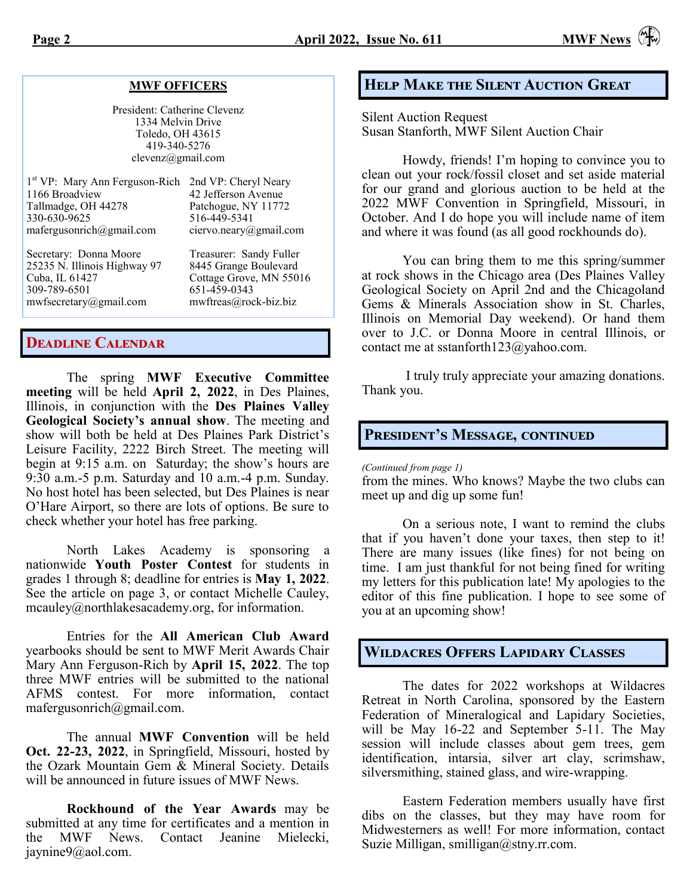## MWF OFFICERS

President: Catherine Clevenz
1334 Melvin Drive
Toledo, OH 43615
419-340-5276
clevenz@gmail.com

1st VP: Mary Ann Ferguson-Rich
1166 Broadview
Tallmadge, OH 44278
330-630-9625
mafergusonrich@gmail.com

2nd VP: Cheryl Neary
42 Jefferson Avenue
Patchogue, NY 11772
516-449-5341
ciervo.neary@gmail.com

Secretary: Donna Moore
25235 N. Illinois Highway 97
Cuba, IL 61427
309-789-6501
mwfsecretary@gmail.com

Treasurer: Sandy Fuller
8445 Grange Boulevard
Cottage Grove, MN 55016
651-459-0343
mwftreas@rock-biz.biz

## Deadline Calendar

The spring **MWF Executive Committee meeting** will be held **April 2, 2022**, in Des Plaines, Illinois, in conjunction with the **Des Plaines Valley Geological Society's annual show**. The meeting and show will both be held at Des Plaines Park District's Leisure Facility, 2222 Birch Street. The meeting will begin at 9:15 a.m. on Saturday; the show's hours are 9:30 a.m.-5 p.m. Saturday and 10 a.m.-4 p.m. Sunday. No host hotel has been selected, but Des Plaines is near O'Hare Airport, so there are lots of options. Be sure to check whether your hotel has free parking.

North Lakes Academy is sponsoring a nationwide **Youth Poster Contest** for students in grades 1 through 8; deadline for entries is **May 1, 2022**. See the article on page 3, or contact Michelle Cauley, mcauley@northlakesacademy.org, for information.

Entries for the **All American Club Award** yearbooks should be sent to MWF Merit Awards Chair Mary Ann Ferguson-Rich by **April 15, 2022**. The top three MWF entries will be submitted to the national AFMS contest. For more information, contact mafergusonrich@gmail.com.

The annual **MWF Convention** will be held **Oct. 22-23, 2022**, in Springfield, Missouri, hosted by the Ozark Mountain Gem & Mineral Society. Details will be announced in future issues of MWF News.

**Rockhound of the Year Awards** may be submitted at any time for certificates and a mention in the MWF News. Contact Jeanine Mielecki, jaynine9@aol.com.

## Help Make the Silent Auction Great

Silent Auction Request
Susan Stanforth, MWF Silent Auction Chair

Howdy, friends! I'm hoping to convince you to clean out your rock/fossil closet and set aside material for our grand and glorious auction to be held at the 2022 MWF Convention in Springfield, Missouri, in October. And I do hope you will include name of item and where it was found (as all good rockhounds do).

You can bring them to me this spring/summer at rock shows in the Chicago area (Des Plaines Valley Geological Society on April 2nd and the Chicagoland Gems & Minerals Association show in St. Charles, Illinois on Memorial Day weekend). Or hand them over to J.C. or Donna Moore in central Illinois, or contact me at sstanforth123@yahoo.com.

I truly truly appreciate your amazing donations. Thank you.

## President's Message, continued

*(Continued from page 1)*

from the mines. Who knows? Maybe the two clubs can meet up and dig up some fun!

On a serious note, I want to remind the clubs that if you haven't done your taxes, then step to it! There are many issues (like fines) for not being on time. I am just thankful for not being fined for writing my letters for this publication late! My apologies to the editor of this fine publication. I hope to see some of you at an upcoming show!

## Wildacres Offers Lapidary Classes

The dates for 2022 workshops at Wildacres Retreat in North Carolina, sponsored by the Eastern Federation of Mineralogical and Lapidary Societies, will be May 16-22 and September 5-11. The May session will include classes about gem trees, gem identification, intarsia, silver art clay, scrimshaw, silversmithing, stained glass, and wire-wrapping.

Eastern Federation members usually have first dibs on the classes, but they may have room for Midwesterners as well! For more information, contact Suzie Milligan, smilligan@stny.rr.com.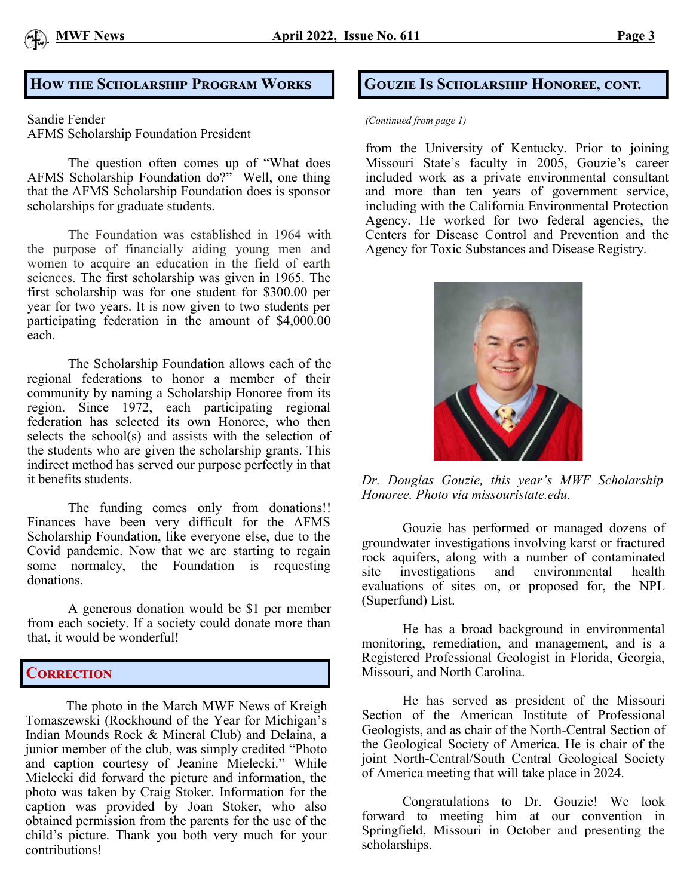## How the Scholarship Program Works

Sandie Fender
AFMS Scholarship Foundation President

The question often comes up of "What does AFMS Scholarship Foundation do?" Well, one thing that the AFMS Scholarship Foundation does is sponsor scholarships for graduate students.

The Foundation was established in 1964 with the purpose of financially aiding young men and women to acquire an education in the field of earth sciences. The first scholarship was given in 1965. The first scholarship was for one student for $300.00 per year for two years. It is now given to two students per participating federation in the amount of $4,000.00 each.

The Scholarship Foundation allows each of the regional federations to honor a member of their community by naming a Scholarship Honoree from its region. Since 1972, each participating regional federation has selected its own Honoree, who then selects the school(s) and assists with the selection of the students who are given the scholarship grants. This indirect method has served our purpose perfectly in that it benefits students.

The funding comes only from donations!! Finances have been very difficult for the AFMS Scholarship Foundation, like everyone else, due to the Covid pandemic. Now that we are starting to regain some normalcy, the Foundation is requesting donations.

A generous donation would be $1 per member from each society. If a society could donate more than that, it would be wonderful!

## Correction

The photo in the March MWF News of Kreigh Tomaszewski (Rockhound of the Year for Michigan's Indian Mounds Rock & Mineral Club) and Delaina, a junior member of the club, was simply credited "Photo and caption courtesy of Jeanine Mielecki." While Mielecki did forward the picture and information, the photo was taken by Craig Stoker. Information for the caption was provided by Joan Stoker, who also obtained permission from the parents for the use of the child's picture. Thank you both very much for your contributions!

## Gouzie Is Scholarship Honoree, cont.

*(Continued from page 1)*

from the University of Kentucky. Prior to joining Missouri State's faculty in 2005, Gouzie's career included work as a private environmental consultant and more than ten years of government service, including with the California Environmental Protection Agency. He worked for two federal agencies, the Centers for Disease Control and Prevention and the Agency for Toxic Substances and Disease Registry.

*Dr. Douglas Gouzie, this year's MWF Scholarship Honoree. Photo via missouristate.edu.*

Gouzie has performed or managed dozens of groundwater investigations involving karst or fractured rock aquifers, along with a number of contaminated site investigations and environmental health evaluations of sites on, or proposed for, the NPL (Superfund) List.

He has a broad background in environmental monitoring, remediation, and management, and is a Registered Professional Geologist in Florida, Georgia, Missouri, and North Carolina.

He has served as president of the Missouri Section of the American Institute of Professional Geologists, and as chair of the North-Central Section of the Geological Society of America. He is chair of the joint North-Central/South Central Geological Society of America meeting that will take place in 2024.

Congratulations to Dr. Gouzie! We look forward to meeting him at our convention in Springfield, Missouri in October and presenting the scholarships.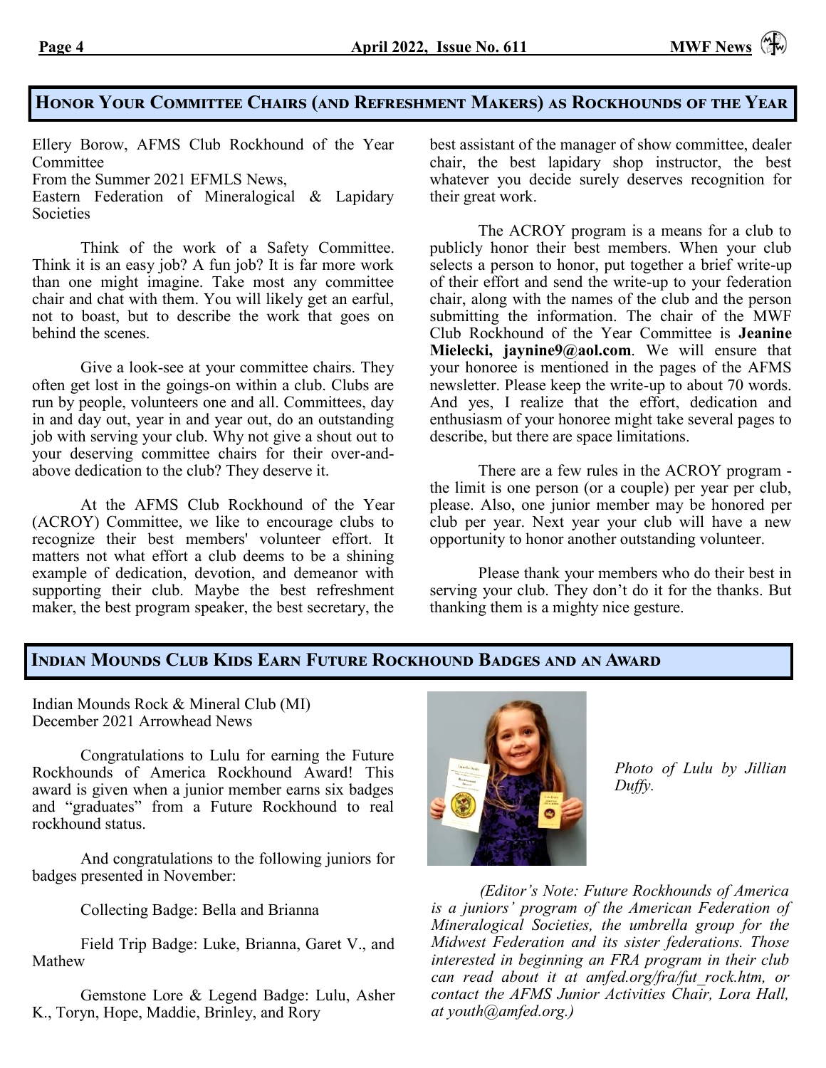## Honor Your Committee Chairs (and Refreshment Makers) as Rockhounds of the Year

Ellery Borow, AFMS Club Rockhound of the Year Committee
From the Summer 2021 EFMLS News,
Eastern Federation of Mineralogical & Lapidary Societies

Think of the work of a Safety Committee. Think it is an easy job? A fun job? It is far more work than one might imagine. Take most any committee chair and chat with them. You will likely get an earful, not to boast, but to describe the work that goes on behind the scenes.

Give a look-see at your committee chairs. They often get lost in the goings-on within a club. Clubs are run by people, volunteers one and all. Committees, day in and day out, year in and year out, do an outstanding job with serving your club. Why not give a shout out to your deserving committee chairs for their over-and-above dedication to the club? They deserve it.

At the AFMS Club Rockhound of the Year (ACROY) Committee, we like to encourage clubs to recognize their best members' volunteer effort. It matters not what effort a club deems to be a shining example of dedication, devotion, and demeanor with supporting their club. Maybe the best refreshment maker, the best program speaker, the best secretary, the best assistant of the manager of show committee, dealer chair, the best lapidary shop instructor, the best whatever you decide surely deserves recognition for their great work.

The ACROY program is a means for a club to publicly honor their best members. When your club selects a person to honor, put together a brief write-up of their effort and send the write-up to your federation chair, along with the names of the club and the person submitting the information. The chair of the MWF Club Rockhound of the Year Committee is **Jeanine Mielecki, jaynine9@aol.com**. We will ensure that your honoree is mentioned in the pages of the AFMS newsletter. Please keep the write-up to about 70 words. And yes, I realize that the effort, dedication and enthusiasm of your honoree might take several pages to describe, but there are space limitations.

There are a few rules in the ACROY program - the limit is one person (or a couple) per year per club, please. Also, one junior member may be honored per club per year. Next year your club will have a new opportunity to honor another outstanding volunteer.

Please thank your members who do their best in serving your club. They don't do it for the thanks. But thanking them is a mighty nice gesture.

## Indian Mounds Club Kids Earn Future Rockhound Badges and an Award

Indian Mounds Rock & Mineral Club (MI)
December 2021 Arrowhead News

Congratulations to Lulu for earning the Future Rockhounds of America Rockhound Award! This award is given when a junior member earns six badges and "graduates" from a Future Rockhound to real rockhound status.

And congratulations to the following juniors for badges presented in November:

Collecting Badge: Bella and Brianna

Field Trip Badge: Luke, Brianna, Garet V., and Mathew

Gemstone Lore & Legend Badge: Lulu, Asher K., Toryn, Hope, Maddie, Brinley, and Rory

*Photo of Lulu by Jillian Duffy.*

*(Editor's Note: Future Rockhounds of America is a juniors' program of the American Federation of Mineralogical Societies, the umbrella group for the Midwest Federation and its sister federations. Those interested in beginning an FRA program in their club can read about it at amfed.org/fra/fut_rock.htm, or contact the AFMS Junior Activities Chair, Lora Hall, at youth@amfed.org.)*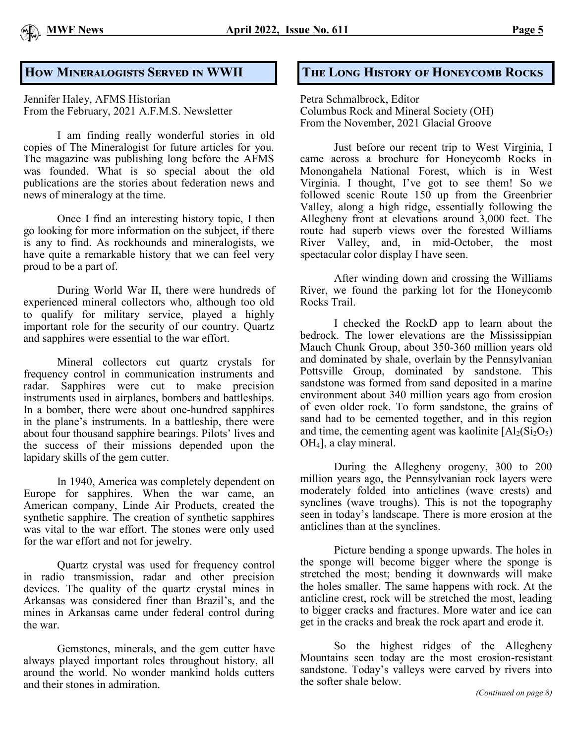## How Mineralogists Served in WWII

Jennifer Haley, AFMS Historian
From the February, 2021 A.F.M.S. Newsletter

I am finding really wonderful stories in old copies of The Mineralogist for future articles for you. The magazine was publishing long before the AFMS was founded. What is so special about the old publications are the stories about federation news and news of mineralogy at the time.

Once I find an interesting history topic, I then go looking for more information on the subject, if there is any to find. As rockhounds and mineralogists, we have quite a remarkable history that we can feel very proud to be a part of.

During World War II, there were hundreds of experienced mineral collectors who, although too old to qualify for military service, played a highly important role for the security of our country. Quartz and sapphires were essential to the war effort.

Mineral collectors cut quartz crystals for frequency control in communication instruments and radar. Sapphires were cut to make precision instruments used in airplanes, bombers and battleships. In a bomber, there were about one-hundred sapphires in the plane's instruments. In a battleship, there were about four thousand sapphire bearings. Pilots' lives and the success of their missions depended upon the lapidary skills of the gem cutter.

In 1940, America was completely dependent on Europe for sapphires. When the war came, an American company, Linde Air Products, created the synthetic sapphire. The creation of synthetic sapphires was vital to the war effort. The stones were only used for the war effort and not for jewelry.

Quartz crystal was used for frequency control in radio transmission, radar and other precision devices. The quality of the quartz crystal mines in Arkansas was considered finer than Brazil's, and the mines in Arkansas came under federal control during the war.

Gemstones, minerals, and the gem cutter have always played important roles throughout history, all around the world. No wonder mankind holds cutters and their stones in admiration.

## The Long History of Honeycomb Rocks

Petra Schmalbrock, Editor
Columbus Rock and Mineral Society (OH)
From the November, 2021 Glacial Groove

Just before our recent trip to West Virginia, I came across a brochure for Honeycomb Rocks in Monongahela National Forest, which is in West Virginia. I thought, I've got to see them! So we followed scenic Route 150 up from the Greenbrier Valley, along a high ridge, essentially following the Allegheny front at elevations around 3,000 feet. The route had superb views over the forested Williams River Valley, and, in mid-October, the most spectacular color display I have seen.

After winding down and crossing the Williams River, we found the parking lot for the Honeycomb Rocks Trail.

I checked the RockD app to learn about the bedrock. The lower elevations are the Mississippian Mauch Chunk Group, about 350-360 million years old and dominated by shale, overlain by the Pennsylvanian Pottsville Group, dominated by sandstone. This sandstone was formed from sand deposited in a marine environment about 340 million years ago from erosion of even older rock. To form sandstone, the grains of sand had to be cemented together, and in this region and time, the cementing agent was kaolinite [$Al_2(Si_2O_5)OH_4$], a clay mineral.

During the Allegheny orogeny, 300 to 200 million years ago, the Pennsylvanian rock layers were moderately folded into anticlines (wave crests) and synclines (wave troughs). This is not the topography seen in today's landscape. There is more erosion at the anticlines than at the synclines.

Picture bending a sponge upwards. The holes in the sponge will become bigger where the sponge is stretched the most; bending it downwards will make the holes smaller. The same happens with rock. At the anticline crest, rock will be stretched the most, leading to bigger cracks and fractures. More water and ice can get in the cracks and break the rock apart and erode it.

So the highest ridges of the Allegheny Mountains seen today are the most erosion-resistant sandstone. Today's valleys were carved by rivers into the softer shale below.

*(Continued on page 8)*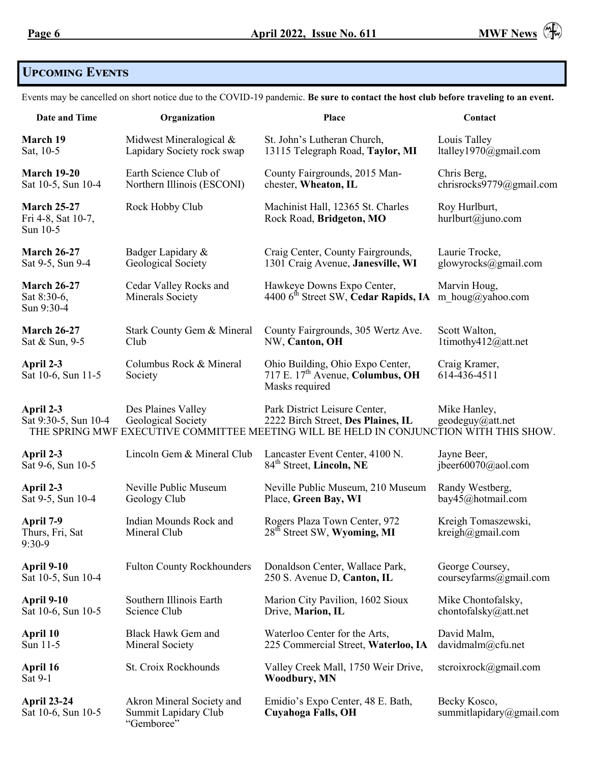## Upcoming Events

Events may be cancelled on short notice due to the COVID-19 pandemic. **Be sure to contact the host club before traveling to an event.**

| Date and Time | Organization | Place | Contact |
|---|---|---|---|
| **March 19** Sat, 10-5 | Midwest Mineralogical & Lapidary Society rock swap | St. John's Lutheran Church, 13115 Telegraph Road, **Taylor, MI** | Louis Talley ltalley1970@gmail.com |
| **March 19-20** Sat 10-5, Sun 10-4 | Earth Science Club of Northern Illinois (ESCONI) | County Fairgrounds, 2015 Manchester, **Wheaton, IL** | Chris Berg, chrisrocks9779@gmail.com |
| **March 25-27** Fri 4-8, Sat 10-7, Sun 10-5 | Rock Hobby Club | Machinist Hall, 12365 St. Charles Rock Road, **Bridgeton, MO** | Roy Hurlburt, hurlburt@juno.com |
| **March 26-27** Sat 9-5, Sun 9-4 | Badger Lapidary & Geological Society | Craig Center, County Fairgrounds, 1301 Craig Avenue, **Janesville, WI** | Laurie Trocke, glowyrocks@gmail.com |
| **March 26-27** Sat 8:30-6, Sun 9:30-4 | Cedar Valley Rocks and Minerals Society | Hawkeye Downs Expo Center, 4400 6th Street SW, **Cedar Rapids, IA** | Marvin Houg, m_houg@yahoo.com |
| **March 26-27** Sat & Sun, 9-5 | Stark County Gem & Mineral Club | County Fairgrounds, 305 Wertz Ave. NW, **Canton, OH** | Scott Walton, 1timothy412@att.net |
| **April 2-3** Sat 10-6, Sun 11-5 | Columbus Rock & Mineral Society | Ohio Building, Ohio Expo Center, 717 E. 17th Avenue, **Columbus, OH** Masks required | Craig Kramer, 614-436-4511 |
| **April 2-3** Sat 9:30-5, Sun 10-4 | Des Plaines Valley Geological Society | Park District Leisure Center, 2222 Birch Street, **Des Plaines, IL** | Mike Hanley, geodeguy@att.net |
| THE SPRING MWF EXECUTIVE COMMITTEE MEETING WILL BE HELD IN CONJUNCTION WITH THIS SHOW. | | | |
| **April 2-3** Sat 9-6, Sun 10-5 | Lincoln Gem & Mineral Club | Lancaster Event Center, 4100 N. 84th Street, **Lincoln, NE** | Jayne Beer, jbeer60070@aol.com |
| **April 2-3** Sat 9-5, Sun 10-4 | Neville Public Museum Geology Club | Neville Public Museum, 210 Museum Place, **Green Bay, WI** | Randy Westberg, bay45@hotmail.com |
| **April 7-9** Thurs, Fri, Sat 9:30-9 | Indian Mounds Rock and Mineral Club | Rogers Plaza Town Center, 972 28th Street SW, **Wyoming, MI** | Kreigh Tomaszewski, kreigh@gmail.com |
| **April 9-10** Sat 10-5, Sun 10-4 | Fulton County Rockhounders | Donaldson Center, Wallace Park, 250 S. Avenue D, **Canton, IL** | George Coursey, courseyfarms@gmail.com |
| **April 9-10** Sat 10-6, Sun 10-5 | Southern Illinois Earth Science Club | Marion City Pavilion, 1602 Sioux Drive, **Marion, IL** | Mike Chontofalsky, chontofalsky@att.net |
| **April 10** Sun 11-5 | Black Hawk Gem and Mineral Society | Waterloo Center for the Arts, 225 Commercial Street, **Waterloo, IA** | David Malm, davidmalm@cfu.net |
| **April 16** Sat 9-1 | St. Croix Rockhounds | Valley Creek Mall, 1750 Weir Drive, **Woodbury, MN** | stcroixrock@gmail.com |
| **April 23-24** Sat 10-6, Sun 10-5 | Akron Mineral Society and Summit Lapidary Club "Gemboree" | Emidio's Expo Center, 48 E. Bath, **Cuyahoga Falls, OH** | Becky Kosco, summitlapidary@gmail.com |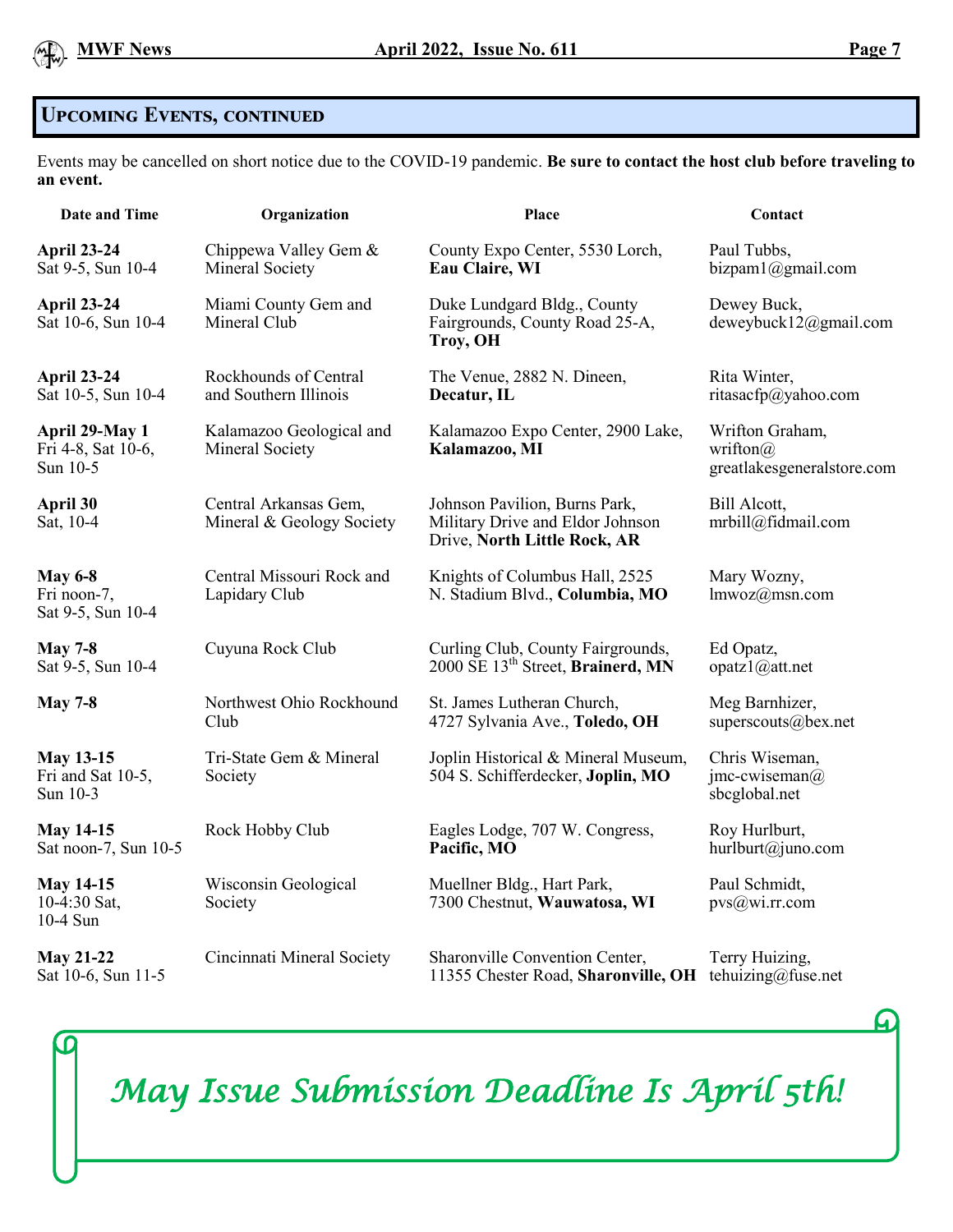## Upcoming Events, continued

Events may be cancelled on short notice due to the COVID-19 pandemic. **Be sure to contact the host club before traveling to an event.**

| Date and Time | Organization | Place | Contact |
|---|---|---|---|
| **April 23-24** Sat 9-5, Sun 10-4 | Chippewa Valley Gem & Mineral Society | County Expo Center, 5530 Lorch, **Eau Claire, WI** | Paul Tubbs, bizpam1@gmail.com |
| **April 23-24** Sat 10-6, Sun 10-4 | Miami County Gem and Mineral Club | Duke Lundgard Bldg., County Fairgrounds, County Road 25-A, **Troy, OH** | Dewey Buck, deweybuck12@gmail.com |
| **April 23-24** Sat 10-5, Sun 10-4 | Rockhounds of Central and Southern Illinois | The Venue, 2882 N. Dineen, **Decatur, IL** | Rita Winter, ritasacfp@yahoo.com |
| **April 29-May 1** Fri 4-8, Sat 10-6, Sun 10-5 | Kalamazoo Geological and Mineral Society | Kalamazoo Expo Center, 2900 Lake, **Kalamazoo, MI** | Wrifton Graham, wrifton@greatlakesgeneralstore.com |
| **April 30** Sat, 10-4 | Central Arkansas Gem, Mineral & Geology Society | Johnson Pavilion, Burns Park, Military Drive and Eldor Johnson Drive, **North Little Rock, AR** | Bill Alcott, mrbill@fidmail.com |
| **May 6-8** Fri noon-7, Sat 9-5, Sun 10-4 | Central Missouri Rock and Lapidary Club | Knights of Columbus Hall, 2525 N. Stadium Blvd., **Columbia, MO** | Mary Wozny, lmwoz@msn.com |
| **May 7-8** Sat 9-5, Sun 10-4 | Cuyuna Rock Club | Curling Club, County Fairgrounds, 2000 SE 13th Street, **Brainerd, MN** | Ed Opatz, opatz1@att.net |
| **May 7-8** | Northwest Ohio Rockhound Club | St. James Lutheran Church, 4727 Sylvania Ave., **Toledo, OH** | Meg Barnhizer, superscouts@bex.net |
| **May 13-15** Fri and Sat 10-5, Sun 10-3 | Tri-State Gem & Mineral Society | Joplin Historical & Mineral Museum, 504 S. Schifferdecker, **Joplin, MO** | Chris Wiseman, jmc-cwiseman@sbcglobal.net |
| **May 14-15** Sat noon-7, Sun 10-5 | Rock Hobby Club | Eagles Lodge, 707 W. Congress, **Pacific, MO** | Roy Hurlburt, hurlburt@juno.com |
| **May 14-15** 10-4:30 Sat, 10-4 Sun | Wisconsin Geological Society | Muellner Bldg., Hart Park, 7300 Chestnut, **Wauwatosa, WI** | Paul Schmidt, pvs@wi.rr.com |
| **May 21-22** Sat 10-6, Sun 11-5 | Cincinnati Mineral Society | Sharonville Convention Center, 11355 Chester Road, **Sharonville, OH** | Terry Huizing, tehuizing@fuse.net |

*May Issue Submission Deadline Is April 5th!*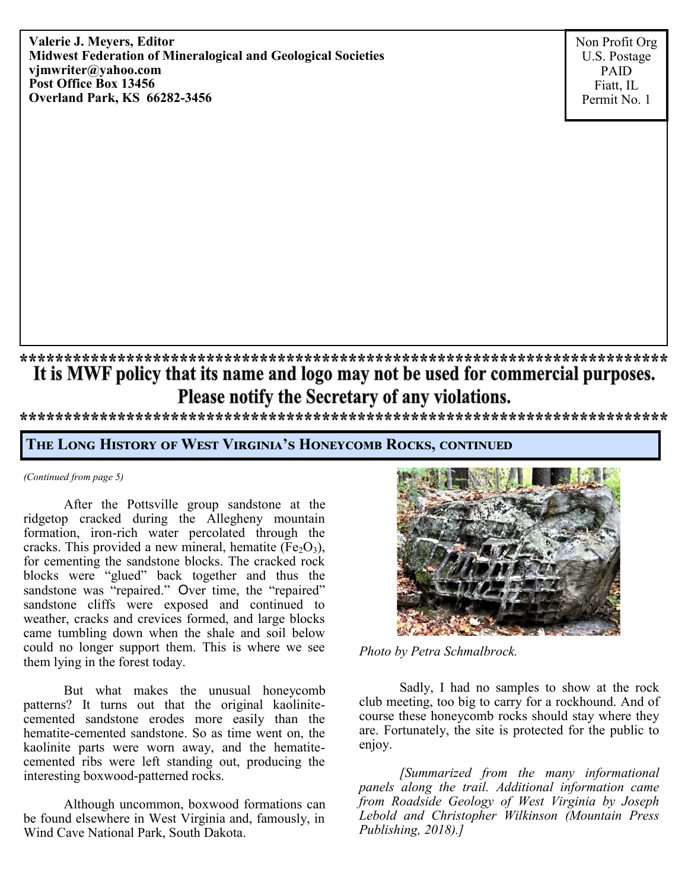**Valerie J. Meyers, Editor**
**Midwest Federation of Mineralogical and Geological Societies**
**vjmwriter@yahoo.com**
**Post Office Box 13456**
**Overland Park, KS 66282-3456**

Non Profit Org
U.S. Postage
PAID
Fiatt, IL
Permit No. 1

**It is MWF policy that its name and logo may not be used for commercial purposes.**
**Please notify the Secretary of any violations.**

## The Long History of West Virginia's Honeycomb Rocks, continued

*(Continued from page 5)*

After the Pottsville group sandstone at the ridgetop cracked during the Allegheny mountain formation, iron-rich water percolated through the cracks. This provided a new mineral, hematite ($Fe_2O_3$), for cementing the sandstone blocks. The cracked rock blocks were "glued" back together and thus the sandstone was "repaired." Over time, the "repaired" sandstone cliffs were exposed and continued to weather, cracks and crevices formed, and large blocks came tumbling down when the shale and soil below could no longer support them. This is where we see them lying in the forest today.

But what makes the unusual honeycomb patterns? It turns out that the original kaolinite-cemented sandstone erodes more easily than the hematite-cemented sandstone. So as time went on, the kaolinite parts were worn away, and the hematite-cemented ribs were left standing out, producing the interesting boxwood-patterned rocks.

Although uncommon, boxwood formations can be found elsewhere in West Virginia and, famously, in Wind Cave National Park, South Dakota.

*Photo by Petra Schmalbrock.*

Sadly, I had no samples to show at the rock club meeting, too big to carry for a rockhound. And of course these honeycomb rocks should stay where they are. Fortunately, the site is protected for the public to enjoy.

*[Summarized from the many informational panels along the trail. Additional information came from Roadside Geology of West Virginia by Joseph Lebold and Christopher Wilkinson (Mountain Press Publishing, 2018).]*